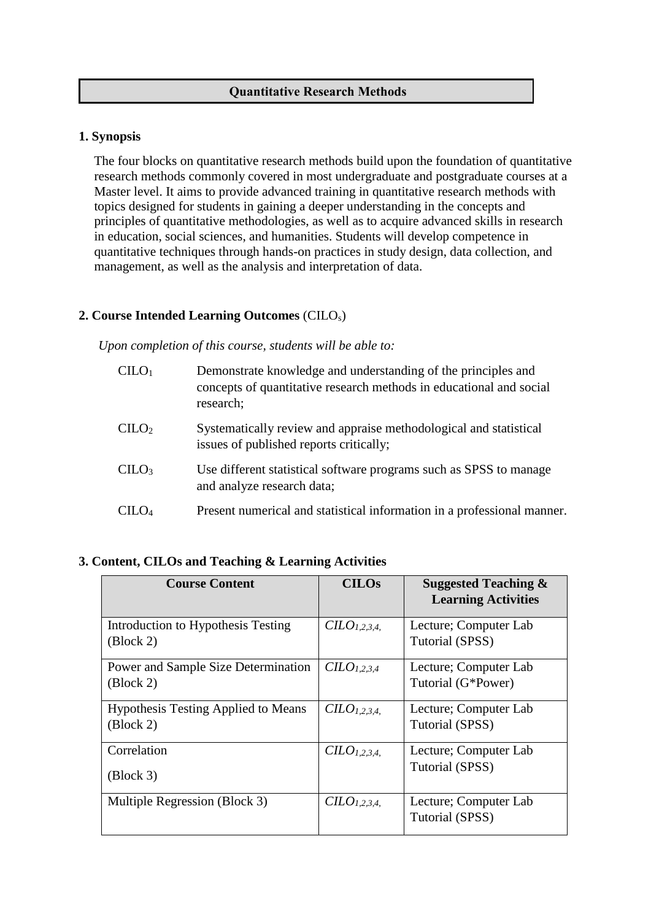# Quantitative Research Methods

## 1. Synopsis

The four blocks on quantitative research methods build upon the foundation of quantitative research methods commonly covered in most undergraduate and postgraduate courses at a Master level. It aims to provide advanced training in quantitative research methods with topics designed for students in gaining a deeper understanding in the concepts and principles of quantitative methodologies, as well as to acquire advanced skills in research in education, social sciences, and humanities. Students will develop competence in quantitative techniques through hands-on practices in study design, data collection, and management, as well as the analysis and interpretation of data.

## 2. Course Intended Learning Outcomes ($CILO_s$)

*Upon completion of this course, students will be able to:*

| | |
|---|---|
| $CILO_1$ | Demonstrate knowledge and understanding of the principles and concepts of quantitative research methods in educational and social research; |
| $CILO_2$ | Systematically review and appraise methodological and statistical issues of published reports critically; |
| $CILO_3$ | Use different statistical software programs such as SPSS to manage and analyze research data; |
| $CILO_4$ | Present numerical and statistical information in a professional manner. |

## 3. Content, CILOs and Teaching & Learning Activities

| Course Content | CILOs | Suggested Teaching & Learning Activities |
|---|---|---|
| Introduction to Hypothesis Testing (Block 2) | $CILO_{1,2,3,4,}$ | Lecture; Computer Lab Tutorial (SPSS) |
| Power and Sample Size Determination (Block 2) | $CILO_{1,2,3,4}$ | Lecture; Computer Lab Tutorial (G*Power) |
| Hypothesis Testing Applied to Means (Block 2) | $CILO_{1,2,3,4,}$ | Lecture; Computer Lab Tutorial (SPSS) |
| Correlation (Block 3) | $CILO_{1,2,3,4,}$ | Lecture; Computer Lab Tutorial (SPSS) |
| Multiple Regression (Block 3) | $CILO_{1,2,3,4,}$ | Lecture; Computer Lab Tutorial (SPSS) |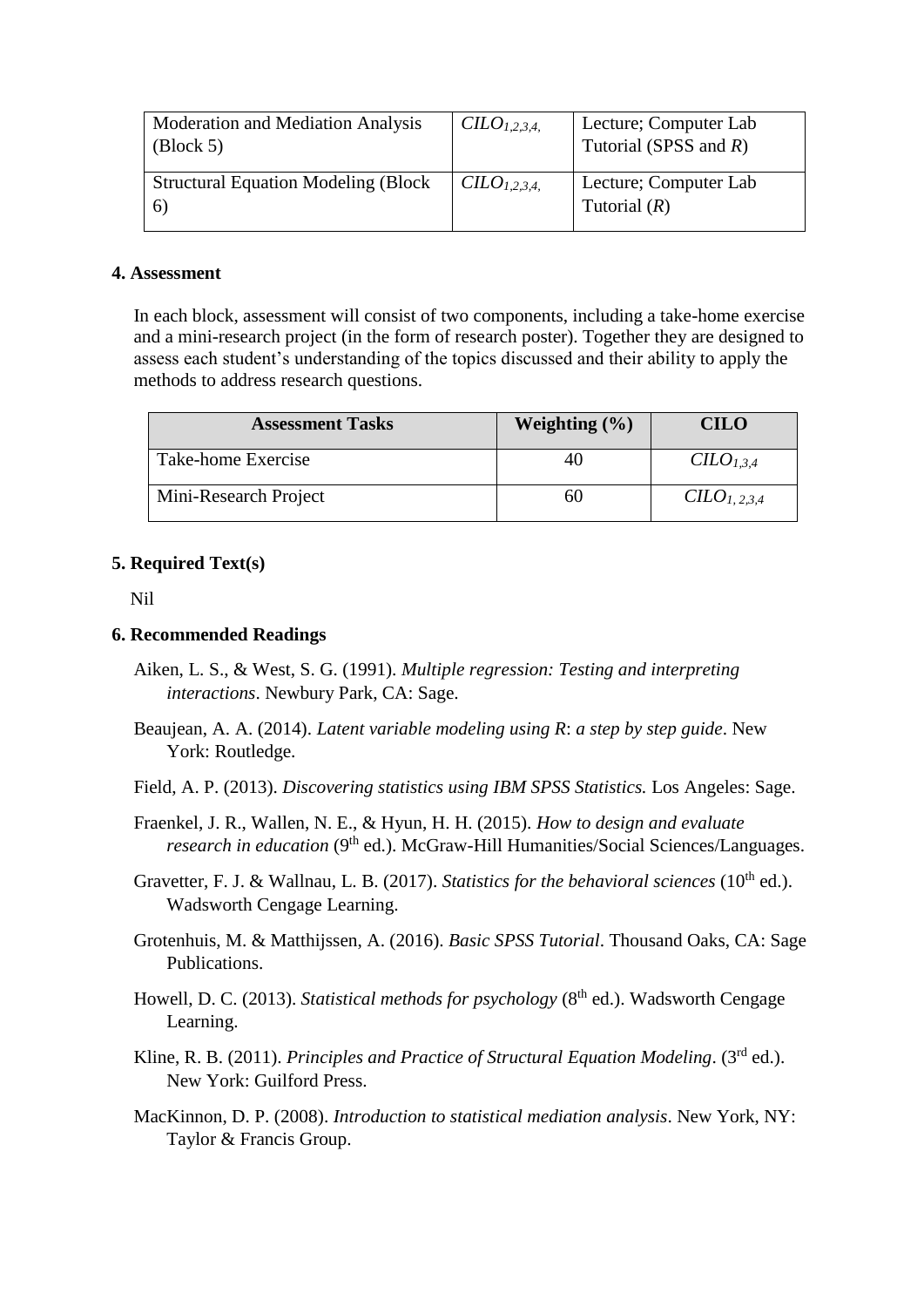| Moderation and Mediation Analysis (Block 5) | $CILO_{1,2,3,4,}$ | Lecture; Computer Lab Tutorial (SPSS and *R*) |
|---|---|---|
| Structural Equation Modeling (Block 6) | $CILO_{1,2,3,4,}$ | Lecture; Computer Lab Tutorial (*R*) |

**4. Assessment**

In each block, assessment will consist of two components, including a take-home exercise and a mini-research project (in the form of research poster). Together they are designed to assess each student's understanding of the topics discussed and their ability to apply the methods to address research questions.

| Assessment Tasks | Weighting (%) | CILO |
|---|---|---|
| Take-home Exercise | 40 | $CILO_{1,3,4}$ |
| Mini-Research Project | 60 | $CILO_{1,2,3,4}$ |

**5. Required Text(s)**

Nil

**6. Recommended Readings**

Aiken, L. S., & West, S. G. (1991). *Multiple regression: Testing and interpreting interactions*. Newbury Park, CA: Sage.

Beaujean, A. A. (2014). *Latent variable modeling using R*: *a step by step guide*. New York: Routledge.

Field, A. P. (2013). *Discovering statistics using IBM SPSS Statistics.* Los Angeles: Sage.

Fraenkel, J. R., Wallen, N. E., & Hyun, H. H. (2015). *How to design and evaluate research in education* (9th ed.). McGraw-Hill Humanities/Social Sciences/Languages.

Gravetter, F. J. & Wallnau, L. B. (2017). *Statistics for the behavioral sciences* (10th ed.). Wadsworth Cengage Learning.

Grotenhuis, M. & Matthijssen, A. (2016). *Basic SPSS Tutorial*. Thousand Oaks, CA: Sage Publications.

Howell, D. C. (2013). *Statistical methods for psychology* (8th ed.). Wadsworth Cengage Learning.

Kline, R. B. (2011). *Principles and Practice of Structural Equation Modeling*. (3rd ed.). New York: Guilford Press.

MacKinnon, D. P. (2008). *Introduction to statistical mediation analysis*. New York, NY: Taylor & Francis Group.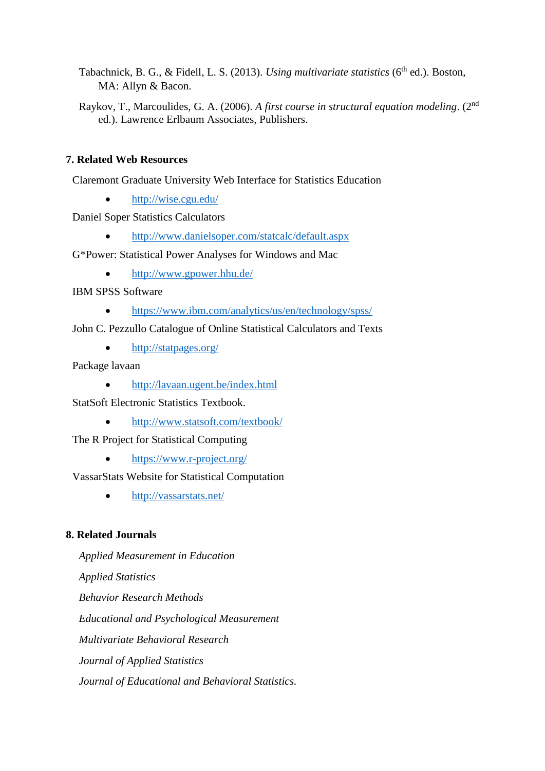Tabachnick, B. G., & Fidell, L. S. (2013). *Using multivariate statistics* (6th ed.). Boston, MA: Allyn & Bacon.

Raykov, T., Marcoulides, G. A. (2006). *A first course in structural equation modeling*. (2nd ed.). Lawrence Erlbaum Associates, Publishers.

## 7. Related Web Resources

Claremont Graduate University Web Interface for Statistics Education

- http://wise.cgu.edu/

Daniel Soper Statistics Calculators

- http://www.danielsoper.com/statcalc/default.aspx

G*Power: Statistical Power Analyses for Windows and Mac

- http://www.gpower.hhu.de/

IBM SPSS Software

- https://www.ibm.com/analytics/us/en/technology/spss/

John C. Pezzullo Catalogue of Online Statistical Calculators and Texts

- http://statpages.org/

Package lavaan

- http://lavaan.ugent.be/index.html

StatSoft Electronic Statistics Textbook.

- http://www.statsoft.com/textbook/

The R Project for Statistical Computing

- https://www.r-project.org/

VassarStats Website for Statistical Computation

- http://vassarstats.net/

## 8. Related Journals

*Applied Measurement in Education*

*Applied Statistics*

*Behavior Research Methods*

*Educational and Psychological Measurement*

*Multivariate Behavioral Research*

*Journal of Applied Statistics*

*Journal of Educational and Behavioral Statistics*.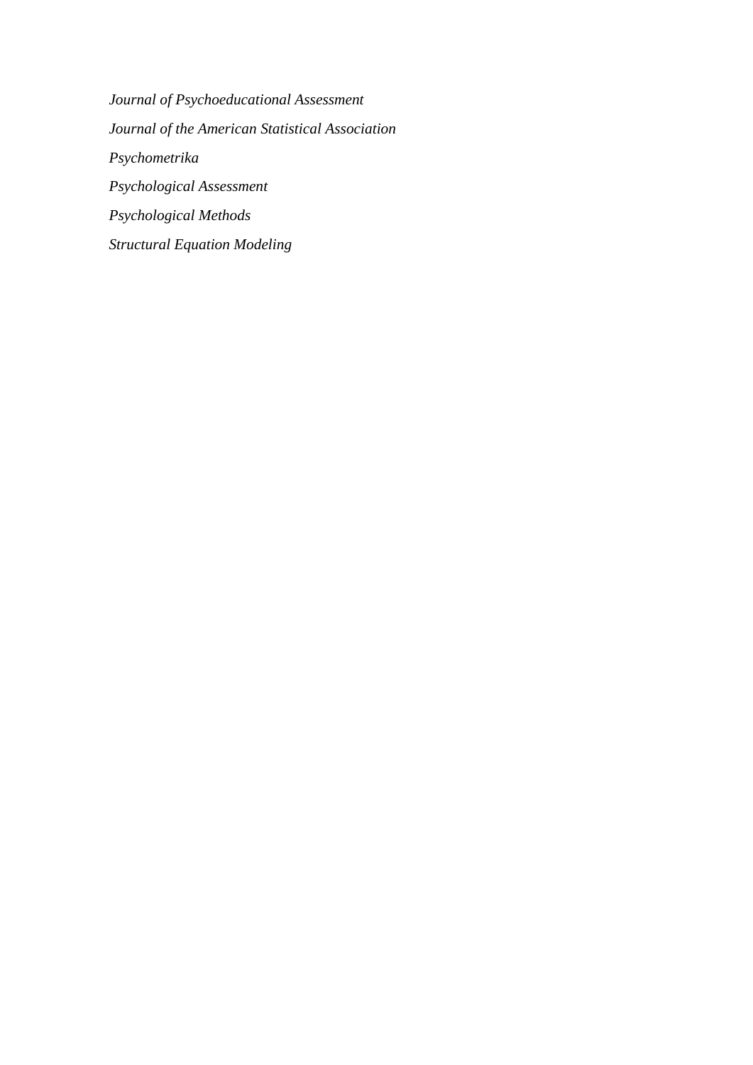*Journal of Psychoeducational Assessment*

*Journal of the American Statistical Association*

*Psychometrika*

*Psychological Assessment*

*Psychological Methods*

*Structural Equation Modeling*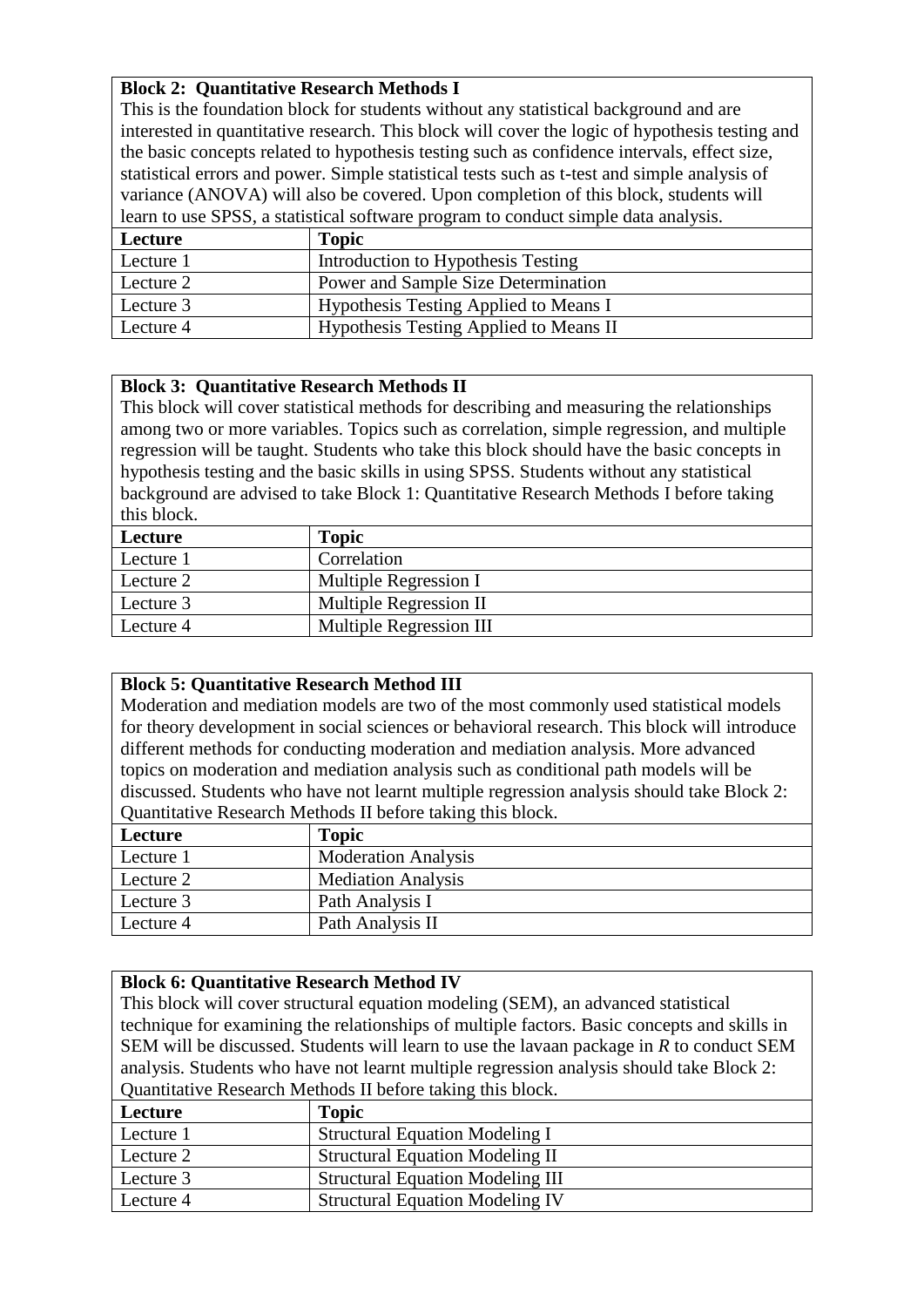**Block 2: Quantitative Research Methods I**

This is the foundation block for students without any statistical background and are interested in quantitative research. This block will cover the logic of hypothesis testing and the basic concepts related to hypothesis testing such as confidence intervals, effect size, statistical errors and power. Simple statistical tests such as t-test and simple analysis of variance (ANOVA) will also be covered. Upon completion of this block, students will learn to use SPSS, a statistical software program to conduct simple data analysis.

| Lecture | Topic |
| --- | --- |
| Lecture 1 | Introduction to Hypothesis Testing |
| Lecture 2 | Power and Sample Size Determination |
| Lecture 3 | Hypothesis Testing Applied to Means I |
| Lecture 4 | Hypothesis Testing Applied to Means II |

**Block 3: Quantitative Research Methods II**

This block will cover statistical methods for describing and measuring the relationships among two or more variables. Topics such as correlation, simple regression, and multiple regression will be taught. Students who take this block should have the basic concepts in hypothesis testing and the basic skills in using SPSS. Students without any statistical background are advised to take Block 1: Quantitative Research Methods I before taking this block.

| Lecture | Topic |
| --- | --- |
| Lecture 1 | Correlation |
| Lecture 2 | Multiple Regression I |
| Lecture 3 | Multiple Regression II |
| Lecture 4 | Multiple Regression III |

**Block 5: Quantitative Research Method III**

Moderation and mediation models are two of the most commonly used statistical models for theory development in social sciences or behavioral research. This block will introduce different methods for conducting moderation and mediation analysis. More advanced topics on moderation and mediation analysis such as conditional path models will be discussed. Students who have not learnt multiple regression analysis should take Block 2: Quantitative Research Methods II before taking this block.

| Lecture | Topic |
| --- | --- |
| Lecture 1 | Moderation Analysis |
| Lecture 2 | Mediation Analysis |
| Lecture 3 | Path Analysis I |
| Lecture 4 | Path Analysis II |

**Block 6: Quantitative Research Method IV**

This block will cover structural equation modeling (SEM), an advanced statistical technique for examining the relationships of multiple factors. Basic concepts and skills in SEM will be discussed. Students will learn to use the lavaan package in *R* to conduct SEM analysis. Students who have not learnt multiple regression analysis should take Block 2: Quantitative Research Methods II before taking this block.

| Lecture | Topic |
| --- | --- |
| Lecture 1 | Structural Equation Modeling I |
| Lecture 2 | Structural Equation Modeling II |
| Lecture 3 | Structural Equation Modeling III |
| Lecture 4 | Structural Equation Modeling IV |